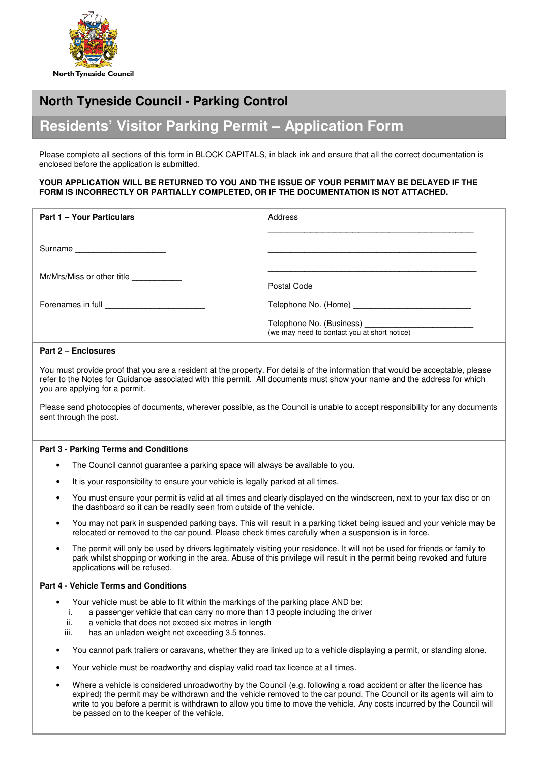North Tyneside Council

# North Tyneside Council - Parking Control

## Residents' Visitor Parking Permit – Application Form

Please complete all sections of this form in BLOCK CAPITALS, in black ink and ensure that all the correct documentation is enclosed before the application is submitted.

**YOUR APPLICATION WILL BE RETURNED TO YOU AND THE ISSUE OF YOUR PERMIT MAY BE DELAYED IF THE FORM IS INCORRECTLY OR PARTIALLY COMPLETED, OR IF THE DOCUMENTATION IS NOT ATTACHED.**

| **Part 1 – Your Particulars** | Address ______________________________________________ |
|---|---|
| Surname ____________________ | ______________________________________________ |
| Mr/Mrs/Miss or other title ___________ | ______________________________________________ |
| | Postal Code ____________________ |
| Forenames in full ______________________ | Telephone No. (Home) __________________________ |
| | Telephone No. (Business) ________________________ (we may need to contact you at short notice) |

**Part 2 – Enclosures**

You must provide proof that you are a resident at the property. For details of the information that would be acceptable, please refer to the Notes for Guidance associated with this permit. All documents must show your name and the address for which you are applying for a permit.

Please send photocopies of documents, wherever possible, as the Council is unable to accept responsibility for any documents sent through the post.

**Part 3 - Parking Terms and Conditions**

- The Council cannot guarantee a parking space will always be available to you.
- It is your responsibility to ensure your vehicle is legally parked at all times.
- You must ensure your permit is valid at all times and clearly displayed on the windscreen, next to your tax disc or on the dashboard so it can be readily seen from outside of the vehicle.
- You may not park in suspended parking bays. This will result in a parking ticket being issued and your vehicle may be relocated or removed to the car pound. Please check times carefully when a suspension is in force.
- The permit will only be used by drivers legitimately visiting your residence. It will not be used for friends or family to park whilst shopping or working in the area. Abuse of this privilege will result in the permit being revoked and future applications will be refused.

**Part 4 - Vehicle Terms and Conditions**

- Your vehicle must be able to fit within the markings of the parking place AND be:
  - i. a passenger vehicle that can carry no more than 13 people including the driver
  - ii. a vehicle that does not exceed six metres in length
  - iii. has an unladen weight not exceeding 3.5 tonnes.
- You cannot park trailers or caravans, whether they are linked up to a vehicle displaying a permit, or standing alone.
- Your vehicle must be roadworthy and display valid road tax licence at all times.
- Where a vehicle is considered unroadworthy by the Council (e.g. following a road accident or after the licence has expired) the permit may be withdrawn and the vehicle removed to the car pound. The Council or its agents will aim to write to you before a permit is withdrawn to allow you time to move the vehicle. Any costs incurred by the Council will be passed on to the keeper of the vehicle.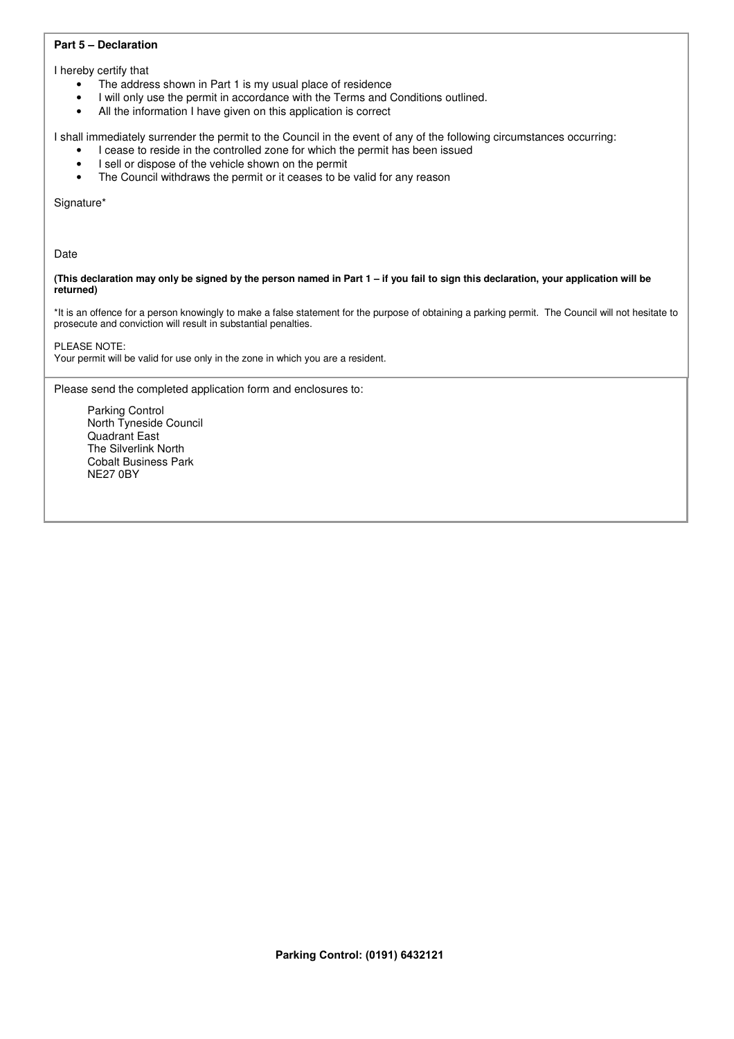**Part 5 – Declaration**

I hereby certify that

- The address shown in Part 1 is my usual place of residence
- I will only use the permit in accordance with the Terms and Conditions outlined.
- All the information I have given on this application is correct

I shall immediately surrender the permit to the Council in the event of any of the following circumstances occurring:

- I cease to reside in the controlled zone for which the permit has been issued
- I sell or dispose of the vehicle shown on the permit
- The Council withdraws the permit or it ceases to be valid for any reason

Signature*

Date

**(This declaration may only be signed by the person named in Part 1 – if you fail to sign this declaration, your application will be returned)**

*It is an offence for a person knowingly to make a false statement for the purpose of obtaining a parking permit. The Council will not hesitate to prosecute and conviction will result in substantial penalties.

PLEASE NOTE:
Your permit will be valid for use only in the zone in which you are a resident.

Please send the completed application form and enclosures to:

Parking Control
North Tyneside Council
Quadrant East
The Silverlink North
Cobalt Business Park
NE27 0BY

**Parking Control: (0191) 6432121**